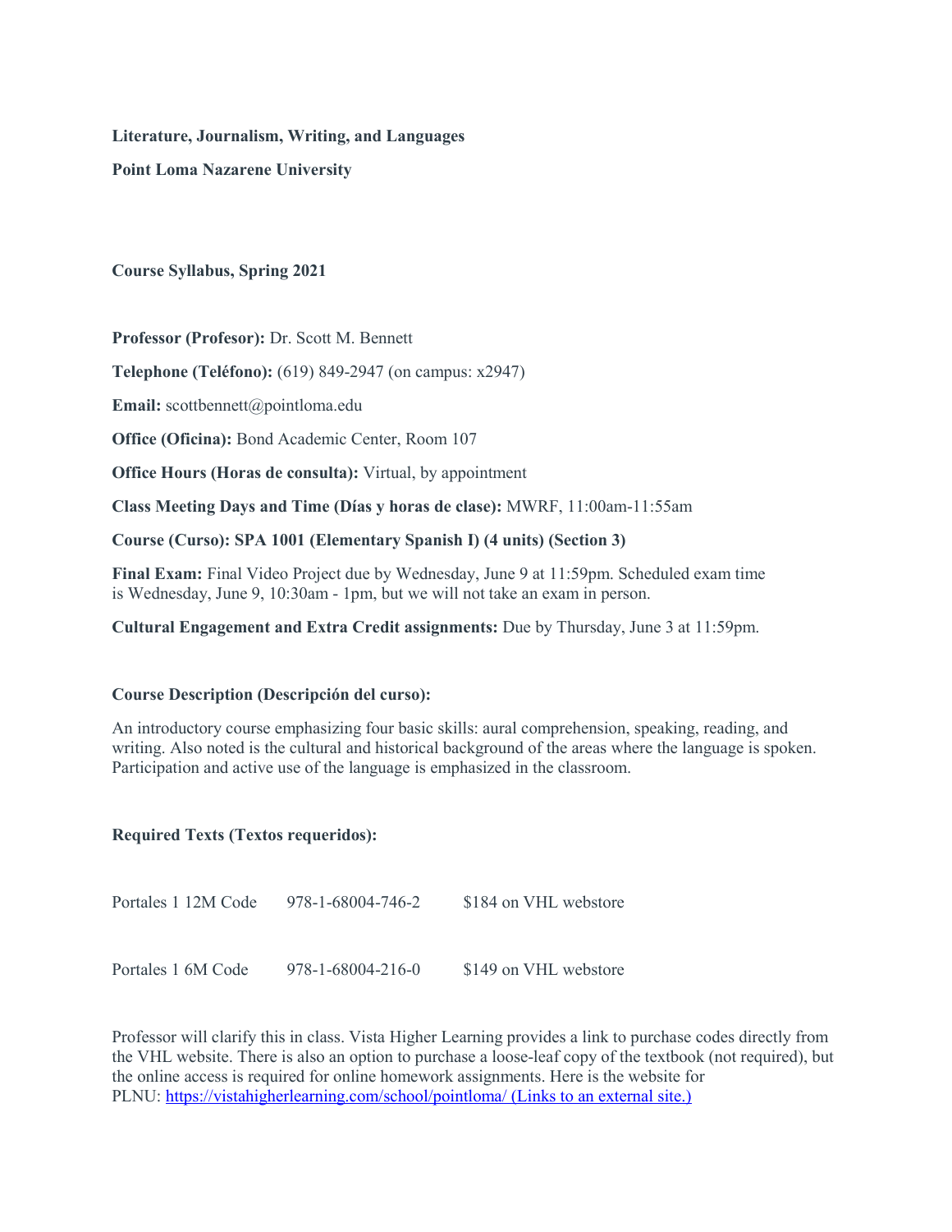**Literature, Journalism, Writing, and Languages**

**Point Loma Nazarene University**

**Course Syllabus, Spring 2021**

**Professor (Profesor):** Dr. Scott M. Bennett

**Telephone (Teléfono):** (619) 849-2947 (on campus: x2947)

**Email:** scottbennett@pointloma.edu

**Office (Oficina):** Bond Academic Center, Room 107

**Office Hours (Horas de consulta):** Virtual, by appointment

**Class Meeting Days and Time (Días y horas de clase):** MWRF, 11:00am-11:55am

**Course (Curso): SPA 1001 (Elementary Spanish I) (4 units) (Section 3)**

**Final Exam:** Final Video Project due by Wednesday, June 9 at 11:59pm. Scheduled exam time is Wednesday, June 9, 10:30am - 1pm, but we will not take an exam in person.

**Cultural Engagement and Extra Credit assignments:** Due by Thursday, June 3 at 11:59pm.

**Course Description (Descripción del curso):**

An introductory course emphasizing four basic skills: aural comprehension, speaking, reading, and writing. Also noted is the cultural and historical background of the areas where the language is spoken. Participation and active use of the language is emphasized in the classroom.

**Required Texts (Textos requeridos):**

| | | |
|---|---|---|
| Portales 1 12M Code | 978-1-68004-746-2 | $184 on VHL webstore |
| Portales 1 6M Code | 978-1-68004-216-0 | $149 on VHL webstore |

Professor will clarify this in class. Vista Higher Learning provides a link to purchase codes directly from the VHL website. There is also an option to purchase a loose-leaf copy of the textbook (not required), but the online access is required for online homework assignments. Here is the website for PLNU: [https://vistahigherlearning.com/school/pointloma/ (Links to an external site.)](https://vistahigherlearning.com/school/pointloma/)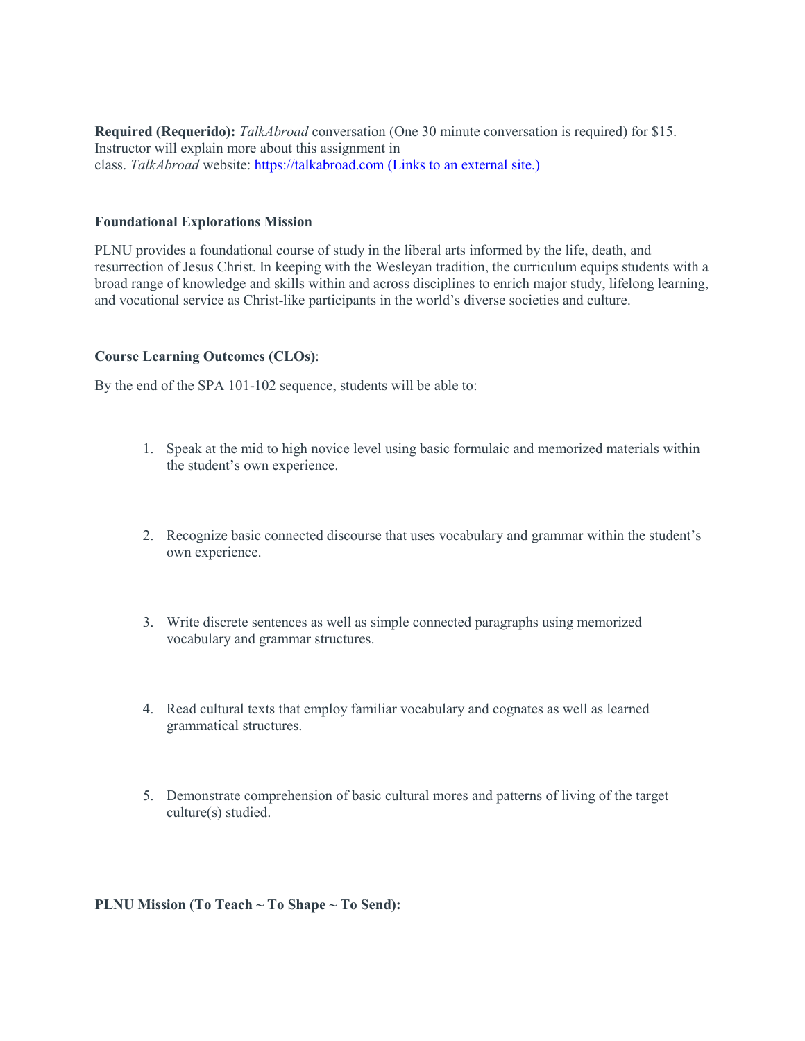**Required (Requerido):** *TalkAbroad* conversation (One 30 minute conversation is required) for $15. Instructor will explain more about this assignment in class. *TalkAbroad* website: [https://talkabroad.com (Links to an external site.)](https://talkabroad.com)

**Foundational Explorations Mission**

PLNU provides a foundational course of study in the liberal arts informed by the life, death, and resurrection of Jesus Christ. In keeping with the Wesleyan tradition, the curriculum equips students with a broad range of knowledge and skills within and across disciplines to enrich major study, lifelong learning, and vocational service as Christ-like participants in the world's diverse societies and culture.

**Course Learning Outcomes (CLOs)**:

By the end of the SPA 101-102 sequence, students will be able to:

1. Speak at the mid to high novice level using basic formulaic and memorized materials within the student's own experience.
2. Recognize basic connected discourse that uses vocabulary and grammar within the student's own experience.
3. Write discrete sentences as well as simple connected paragraphs using memorized vocabulary and grammar structures.
4. Read cultural texts that employ familiar vocabulary and cognates as well as learned grammatical structures.
5. Demonstrate comprehension of basic cultural mores and patterns of living of the target culture(s) studied.

**PLNU Mission (To Teach ~ To Shape ~ To Send):**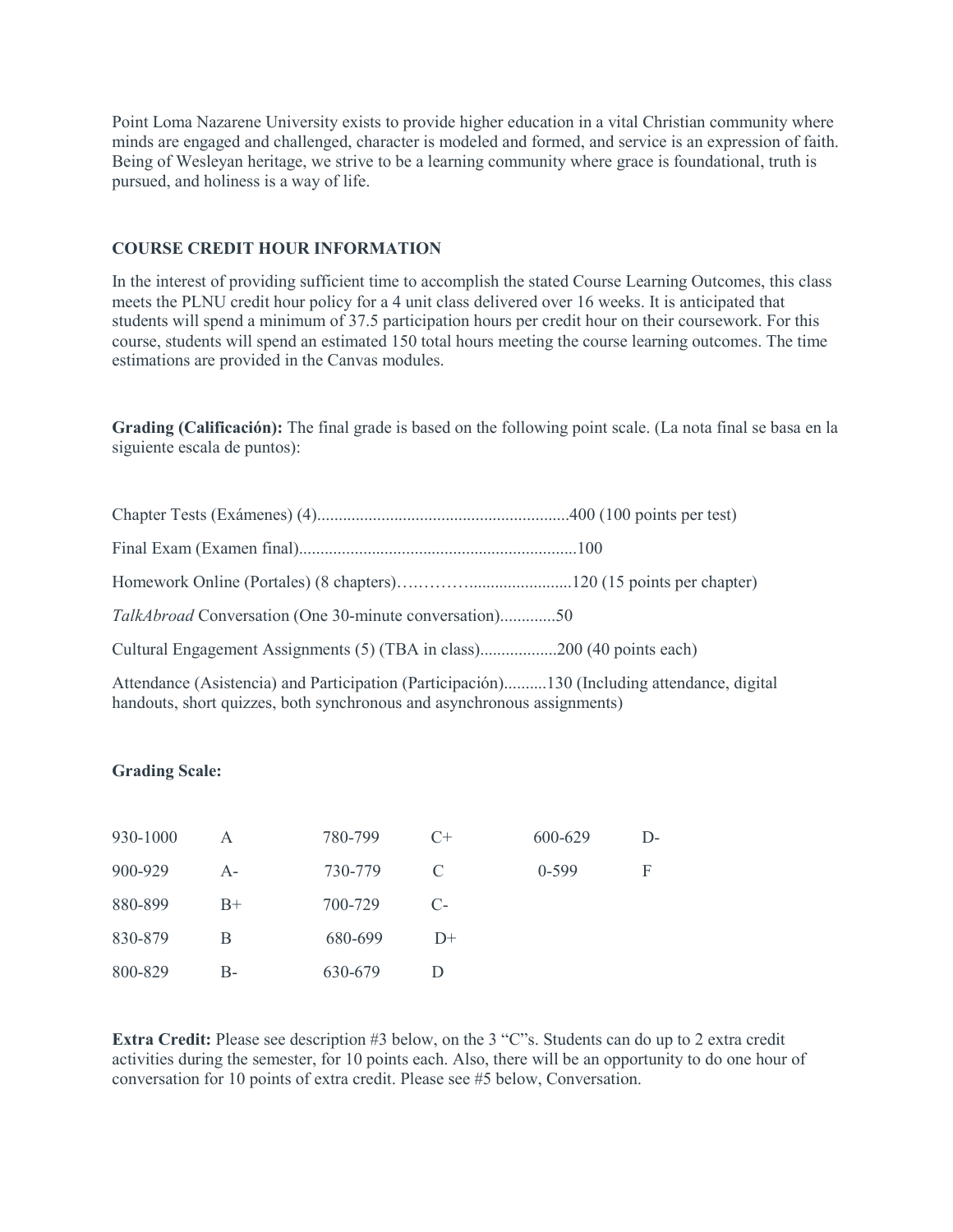Point Loma Nazarene University exists to provide higher education in a vital Christian community where minds are engaged and challenged, character is modeled and formed, and service is an expression of faith. Being of Wesleyan heritage, we strive to be a learning community where grace is foundational, truth is pursued, and holiness is a way of life.

### COURSE CREDIT HOUR INFORMATION

In the interest of providing sufficient time to accomplish the stated Course Learning Outcomes, this class meets the PLNU credit hour policy for a 4 unit class delivered over 16 weeks. It is anticipated that students will spend a minimum of 37.5 participation hours per credit hour on their coursework. For this course, students will spend an estimated 150 total hours meeting the course learning outcomes. The time estimations are provided in the Canvas modules.

**Grading (Calificación):** The final grade is based on the following point scale. (La nota final se basa en la siguiente escala de puntos):

Chapter Tests (Exámenes) (4)..........................................................400 (100 points per test)

Final Exam (Examen final)................................................................100

Homework Online (Portales) (8 chapters)………….......................120 (15 points per chapter)

*TalkAbroad* Conversation (One 30-minute conversation).............50

Cultural Engagement Assignments (5) (TBA in class).................200 (40 points each)

Attendance (Asistencia) and Participation (Participación)..........130 (Including attendance, digital handouts, short quizzes, both synchronous and asynchronous assignments)

**Grading Scale:**

| | | | | | |
|---|---|---|---|---|---|
| 930-1000 | A | 780-799 | C+ | 600-629 | D- |
| 900-929 | A- | 730-779 | C | 0-599 | F |
| 880-899 | B+ | 700-729 | C- | | |
| 830-879 | B | 680-699 | D+ | | |
| 800-829 | B- | 630-679 | D | | |

**Extra Credit:** Please see description #3 below, on the 3 "C"s. Students can do up to 2 extra credit activities during the semester, for 10 points each. Also, there will be an opportunity to do one hour of conversation for 10 points of extra credit. Please see #5 below, Conversation.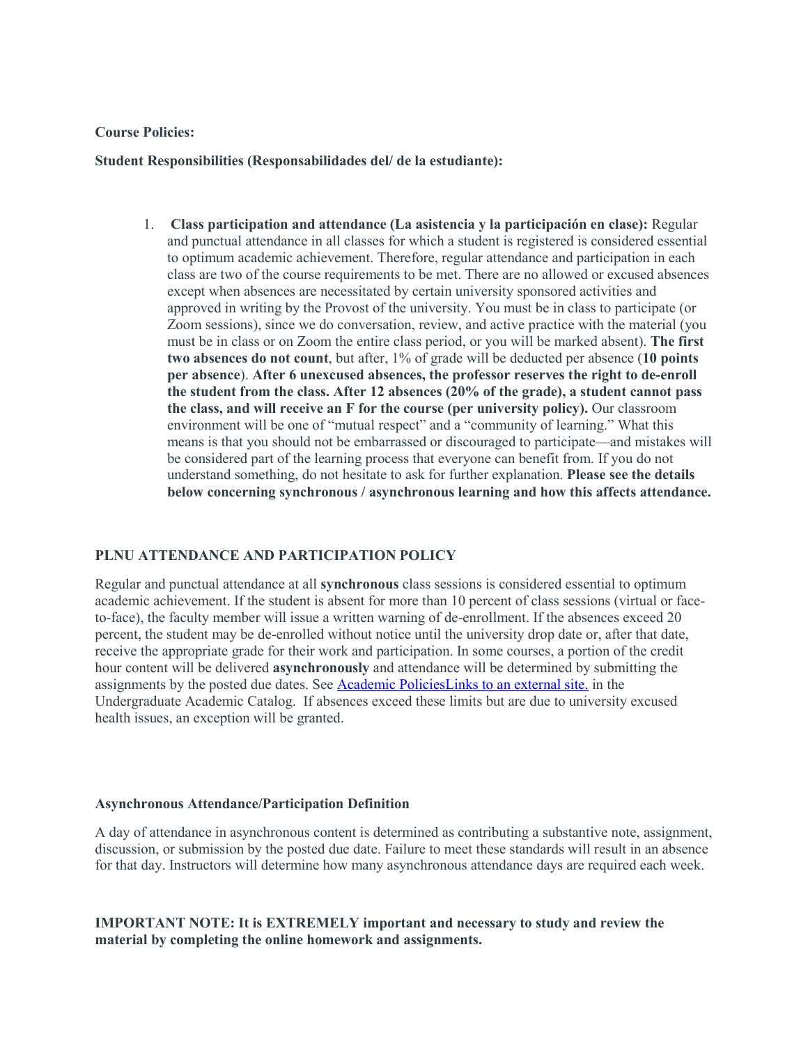**Course Policies:**

**Student Responsibilities (Responsabilidades del/ de la estudiante):**

1. **Class participation and attendance (La asistencia y la participación en clase):** Regular and punctual attendance in all classes for which a student is registered is considered essential to optimum academic achievement. Therefore, regular attendance and participation in each class are two of the course requirements to be met. There are no allowed or excused absences except when absences are necessitated by certain university sponsored activities and approved in writing by the Provost of the university. You must be in class to participate (or Zoom sessions), since we do conversation, review, and active practice with the material (you must be in class or on Zoom the entire class period, or you will be marked absent). **The first two absences do not count**, but after, 1% of grade will be deducted per absence (**10 points per absence**). **After 6 unexcused absences, the professor reserves the right to de-enroll the student from the class. After 12 absences (20% of the grade), a student cannot pass the class, and will receive an F for the course (per university policy).** Our classroom environment will be one of "mutual respect" and a "community of learning." What this means is that you should not be embarrassed or discouraged to participate—and mistakes will be considered part of the learning process that everyone can benefit from. If you do not understand something, do not hesitate to ask for further explanation. **Please see the details below concerning synchronous / asynchronous learning and how this affects attendance.**

### PLNU ATTENDANCE AND PARTICIPATION POLICY

Regular and punctual attendance at all **synchronous** class sessions is considered essential to optimum academic achievement. If the student is absent for more than 10 percent of class sessions (virtual or face-to-face), the faculty member will issue a written warning of de-enrollment. If the absences exceed 20 percent, the student may be de-enrolled without notice until the university drop date or, after that date, receive the appropriate grade for their work and participation. In some courses, a portion of the credit hour content will be delivered **asynchronously** and attendance will be determined by submitting the assignments by the posted due dates. See Academic PoliciesLinks to an external site. in the Undergraduate Academic Catalog. If absences exceed these limits but are due to university excused health issues, an exception will be granted.

### Asynchronous Attendance/Participation Definition

A day of attendance in asynchronous content is determined as contributing a substantive note, assignment, discussion, or submission by the posted due date. Failure to meet these standards will result in an absence for that day. Instructors will determine how many asynchronous attendance days are required each week.

**IMPORTANT NOTE: It is EXTREMELY important and necessary to study and review the material by completing the online homework and assignments.**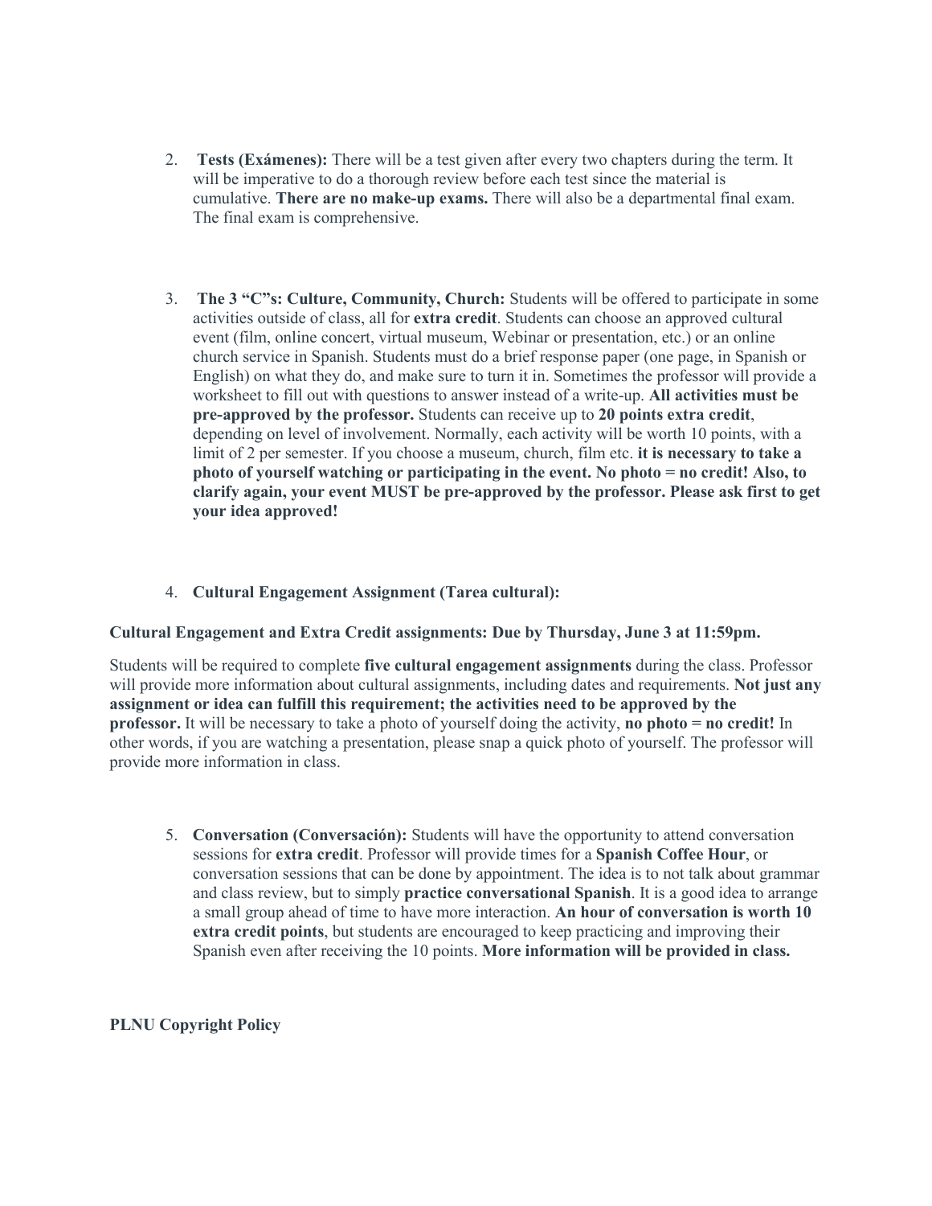2. **Tests (Exámenes):** There will be a test given after every two chapters during the term. It will be imperative to do a thorough review before each test since the material is cumulative. **There are no make-up exams.** There will also be a departmental final exam. The final exam is comprehensive.

3. **The 3 "C"s: Culture, Community, Church:** Students will be offered to participate in some activities outside of class, all for **extra credit**. Students can choose an approved cultural event (film, online concert, virtual museum, Webinar or presentation, etc.) or an online church service in Spanish. Students must do a brief response paper (one page, in Spanish or English) on what they do, and make sure to turn it in. Sometimes the professor will provide a worksheet to fill out with questions to answer instead of a write-up. **All activities must be pre-approved by the professor.** Students can receive up to **20 points extra credit**, depending on level of involvement. Normally, each activity will be worth 10 points, with a limit of 2 per semester. If you choose a museum, church, film etc. **it is necessary to take a photo of yourself watching or participating in the event. No photo = no credit! Also, to clarify again, your event MUST be pre-approved by the professor. Please ask first to get your idea approved!**

4. **Cultural Engagement Assignment (Tarea cultural):**

**Cultural Engagement and Extra Credit assignments: Due by Thursday, June 3 at 11:59pm.**

Students will be required to complete **five cultural engagement assignments** during the class. Professor will provide more information about cultural assignments, including dates and requirements. **Not just any assignment or idea can fulfill this requirement; the activities need to be approved by the professor.** It will be necessary to take a photo of yourself doing the activity, **no photo = no credit!** In other words, if you are watching a presentation, please snap a quick photo of yourself. The professor will provide more information in class.

5. **Conversation (Conversación):** Students will have the opportunity to attend conversation sessions for **extra credit**. Professor will provide times for a **Spanish Coffee Hour**, or conversation sessions that can be done by appointment. The idea is to not talk about grammar and class review, but to simply **practice conversational Spanish**. It is a good idea to arrange a small group ahead of time to have more interaction. **An hour of conversation is worth 10 extra credit points**, but students are encouraged to keep practicing and improving their Spanish even after receiving the 10 points. **More information will be provided in class.**

**PLNU Copyright Policy**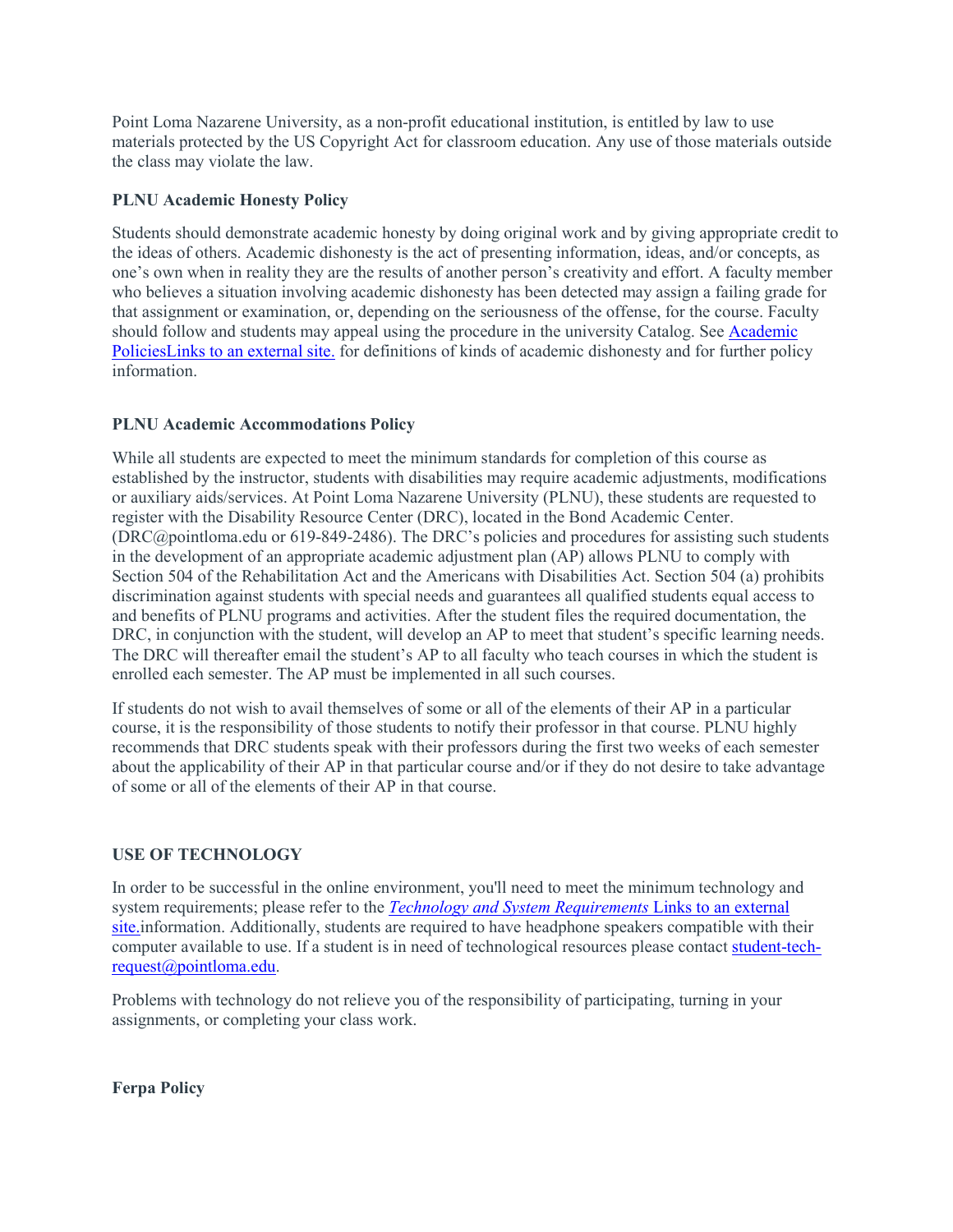Point Loma Nazarene University, as a non-profit educational institution, is entitled by law to use materials protected by the US Copyright Act for classroom education. Any use of those materials outside the class may violate the law.

**PLNU Academic Honesty Policy**

Students should demonstrate academic honesty by doing original work and by giving appropriate credit to the ideas of others. Academic dishonesty is the act of presenting information, ideas, and/or concepts, as one's own when in reality they are the results of another person's creativity and effort. A faculty member who believes a situation involving academic dishonesty has been detected may assign a failing grade for that assignment or examination, or, depending on the seriousness of the offense, for the course. Faculty should follow and students may appeal using the procedure in the university Catalog. See Academic PoliciesLinks to an external site. for definitions of kinds of academic dishonesty and for further policy information.

**PLNU Academic Accommodations Policy**

While all students are expected to meet the minimum standards for completion of this course as established by the instructor, students with disabilities may require academic adjustments, modifications or auxiliary aids/services. At Point Loma Nazarene University (PLNU), these students are requested to register with the Disability Resource Center (DRC), located in the Bond Academic Center. (DRC@pointloma.edu or 619-849-2486). The DRC's policies and procedures for assisting such students in the development of an appropriate academic adjustment plan (AP) allows PLNU to comply with Section 504 of the Rehabilitation Act and the Americans with Disabilities Act. Section 504 (a) prohibits discrimination against students with special needs and guarantees all qualified students equal access to and benefits of PLNU programs and activities. After the student files the required documentation, the DRC, in conjunction with the student, will develop an AP to meet that student's specific learning needs. The DRC will thereafter email the student's AP to all faculty who teach courses in which the student is enrolled each semester. The AP must be implemented in all such courses.

If students do not wish to avail themselves of some or all of the elements of their AP in a particular course, it is the responsibility of those students to notify their professor in that course. PLNU highly recommends that DRC students speak with their professors during the first two weeks of each semester about the applicability of their AP in that particular course and/or if they do not desire to take advantage of some or all of the elements of their AP in that course.

**USE OF TECHNOLOGY**

In order to be successful in the online environment, you'll need to meet the minimum technology and system requirements; please refer to the *Technology and System Requirements* Links to an external site.information. Additionally, students are required to have headphone speakers compatible with their computer available to use. If a student is in need of technological resources please contact student-tech-request@pointloma.edu.

Problems with technology do not relieve you of the responsibility of participating, turning in your assignments, or completing your class work.

**Ferpa Policy**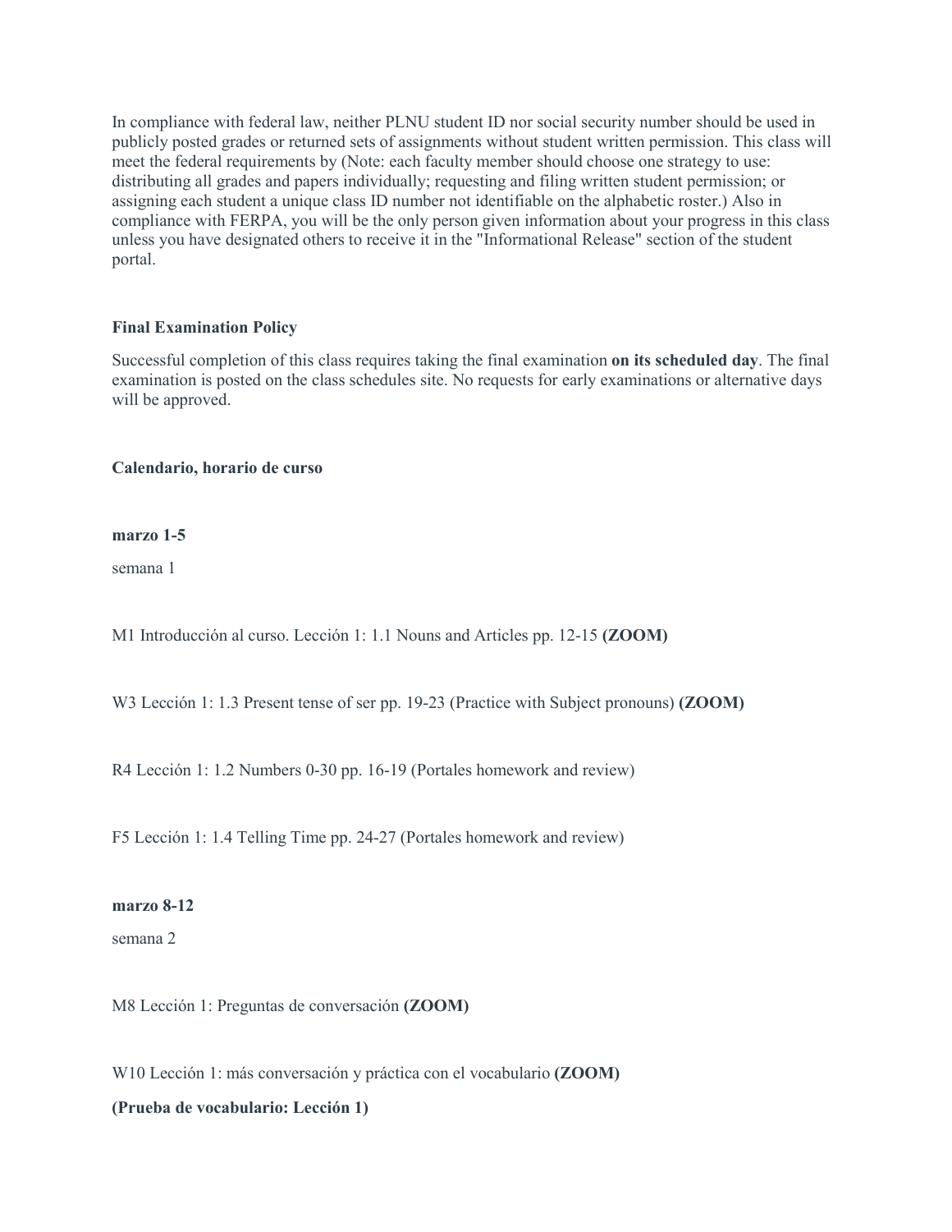In compliance with federal law, neither PLNU student ID nor social security number should be used in publicly posted grades or returned sets of assignments without student written permission. This class will meet the federal requirements by (Note: each faculty member should choose one strategy to use: distributing all grades and papers individually; requesting and filing written student permission; or assigning each student a unique class ID number not identifiable on the alphabetic roster.) Also in compliance with FERPA, you will be the only person given information about your progress in this class unless you have designated others to receive it in the "Informational Release" section of the student portal.

**Final Examination Policy**

Successful completion of this class requires taking the final examination **on its scheduled day**. The final examination is posted on the class schedules site. No requests for early examinations or alternative days will be approved.

**Calendario, horario de curso**

**marzo 1-5**

semana 1

M1 Introducción al curso. Lección 1: 1.1 Nouns and Articles pp. 12-15 **(ZOOM)**

W3 Lección 1: 1.3 Present tense of ser pp. 19-23 (Practice with Subject pronouns) **(ZOOM)**

R4 Lección 1: 1.2 Numbers 0-30 pp. 16-19 (Portales homework and review)

F5 Lección 1: 1.4 Telling Time pp. 24-27 (Portales homework and review)

**marzo 8-12**

semana 2

M8 Lección 1: Preguntas de conversación **(ZOOM)**

W10 Lección 1: más conversación y práctica con el vocabulario **(ZOOM)**

**(Prueba de vocabulario: Lección 1)**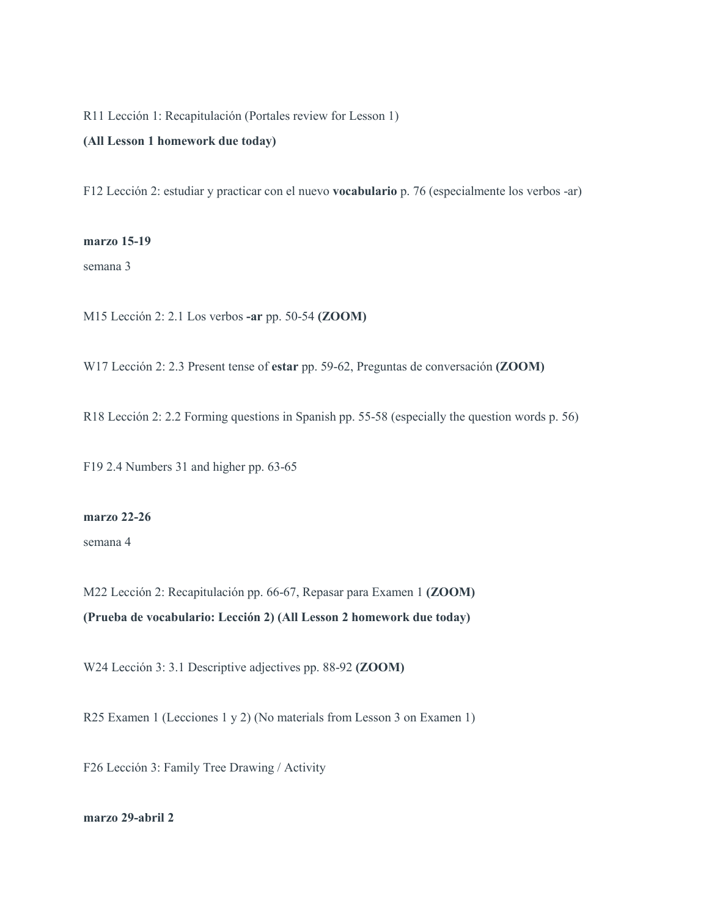R11 Lección 1: Recapitulación (Portales review for Lesson 1)

**(All Lesson 1 homework due today)**

F12 Lección 2: estudiar y practicar con el nuevo **vocabulario** p. 76 (especialmente los verbos -ar)

**marzo 15-19**

semana 3

M15 Lección 2: 2.1 Los verbos **-ar** pp. 50-54 **(ZOOM)**

W17 Lección 2: 2.3 Present tense of **estar** pp. 59-62, Preguntas de conversación **(ZOOM)**

R18 Lección 2: 2.2 Forming questions in Spanish pp. 55-58 (especially the question words p. 56)

F19 2.4 Numbers 31 and higher pp. 63-65

**marzo 22-26**

semana 4

M22 Lección 2: Recapitulación pp. 66-67, Repasar para Examen 1 **(ZOOM)**

**(Prueba de vocabulario: Lección 2) (All Lesson 2 homework due today)**

W24 Lección 3: 3.1 Descriptive adjectives pp. 88-92 **(ZOOM)**

R25 Examen 1 (Lecciones 1 y 2) (No materials from Lesson 3 on Examen 1)

F26 Lección 3: Family Tree Drawing / Activity

**marzo 29-abril 2**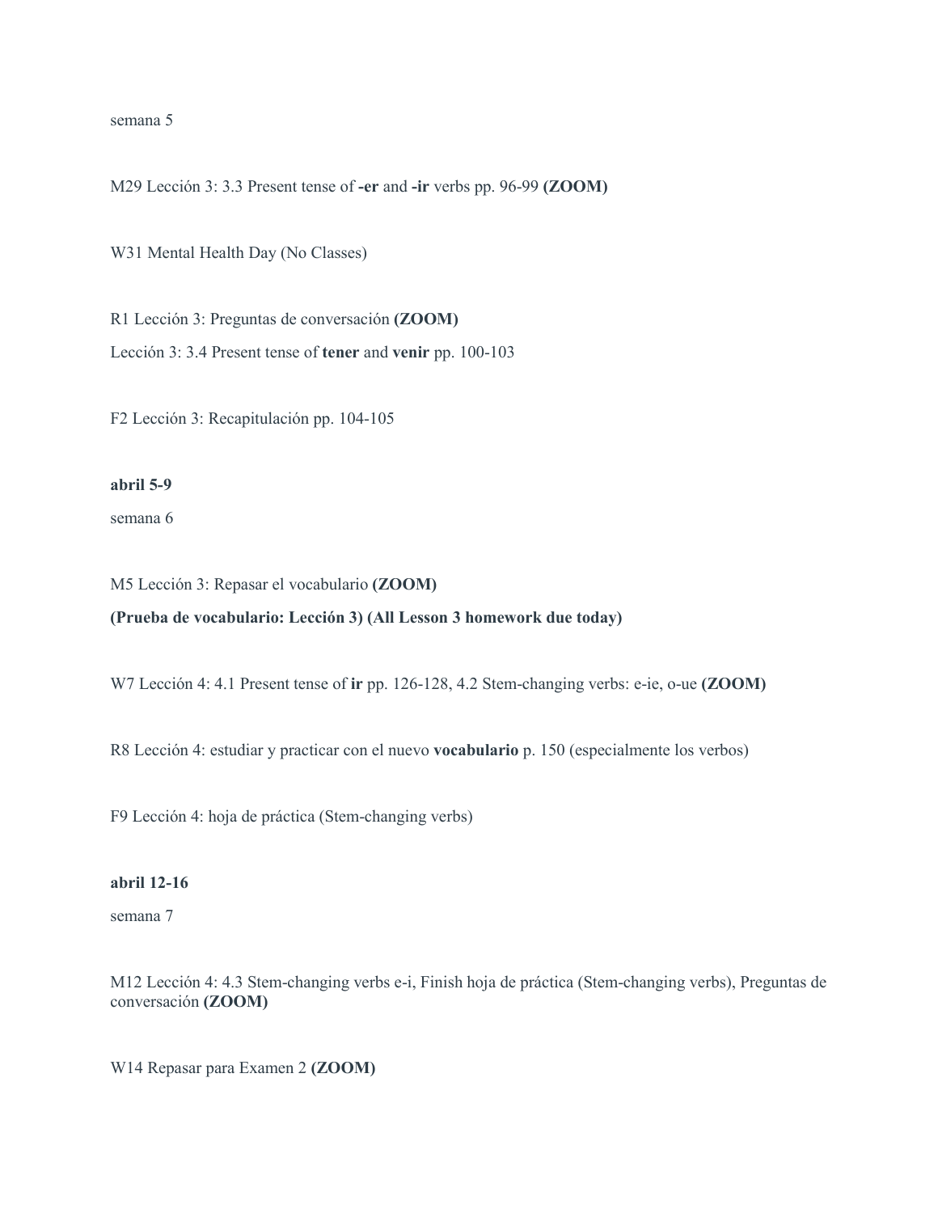semana 5

M29 Lección 3: 3.3 Present tense of **-er** and **-ir** verbs pp. 96-99 **(ZOOM)**

W31 Mental Health Day (No Classes)

R1 Lección 3: Preguntas de conversación **(ZOOM)**

Lección 3: 3.4 Present tense of **tener** and **venir** pp. 100-103

F2 Lección 3: Recapitulación pp. 104-105

**abril 5-9**

semana 6

M5 Lección 3: Repasar el vocabulario **(ZOOM)**

**(Prueba de vocabulario: Lección 3) (All Lesson 3 homework due today)**

W7 Lección 4: 4.1 Present tense of **ir** pp. 126-128, 4.2 Stem-changing verbs: e-ie, o-ue **(ZOOM)**

R8 Lección 4: estudiar y practicar con el nuevo **vocabulario** p. 150 (especialmente los verbos)

F9 Lección 4: hoja de práctica (Stem-changing verbs)

**abril 12-16**

semana 7

M12 Lección 4: 4.3 Stem-changing verbs e-i, Finish hoja de práctica (Stem-changing verbs), Preguntas de conversación **(ZOOM)**

W14 Repasar para Examen 2 **(ZOOM)**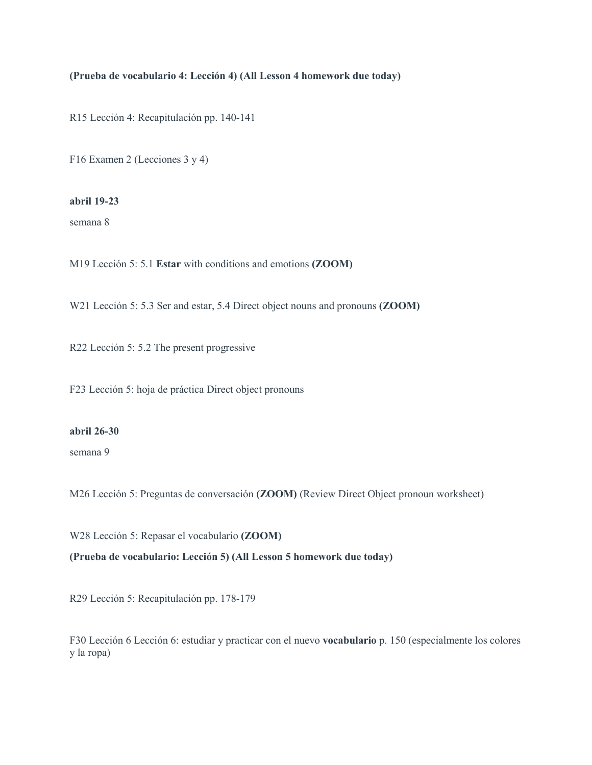**(Prueba de vocabulario 4: Lección 4) (All Lesson 4 homework due today)**

R15 Lección 4: Recapitulación pp. 140-141

F16 Examen 2 (Lecciones 3 y 4)

**abril 19-23**

semana 8

M19 Lección 5: 5.1 **Estar** with conditions and emotions **(ZOOM)**

W21 Lección 5: 5.3 Ser and estar, 5.4 Direct object nouns and pronouns **(ZOOM)**

R22 Lección 5: 5.2 The present progressive

F23 Lección 5: hoja de práctica Direct object pronouns

**abril 26-30**

semana 9

M26 Lección 5: Preguntas de conversación **(ZOOM)** (Review Direct Object pronoun worksheet)

W28 Lección 5: Repasar el vocabulario **(ZOOM)**

**(Prueba de vocabulario: Lección 5) (All Lesson 5 homework due today)**

R29 Lección 5: Recapitulación pp. 178-179

F30 Lección 6 Lección 6: estudiar y practicar con el nuevo **vocabulario** p. 150 (especialmente los colores y la ropa)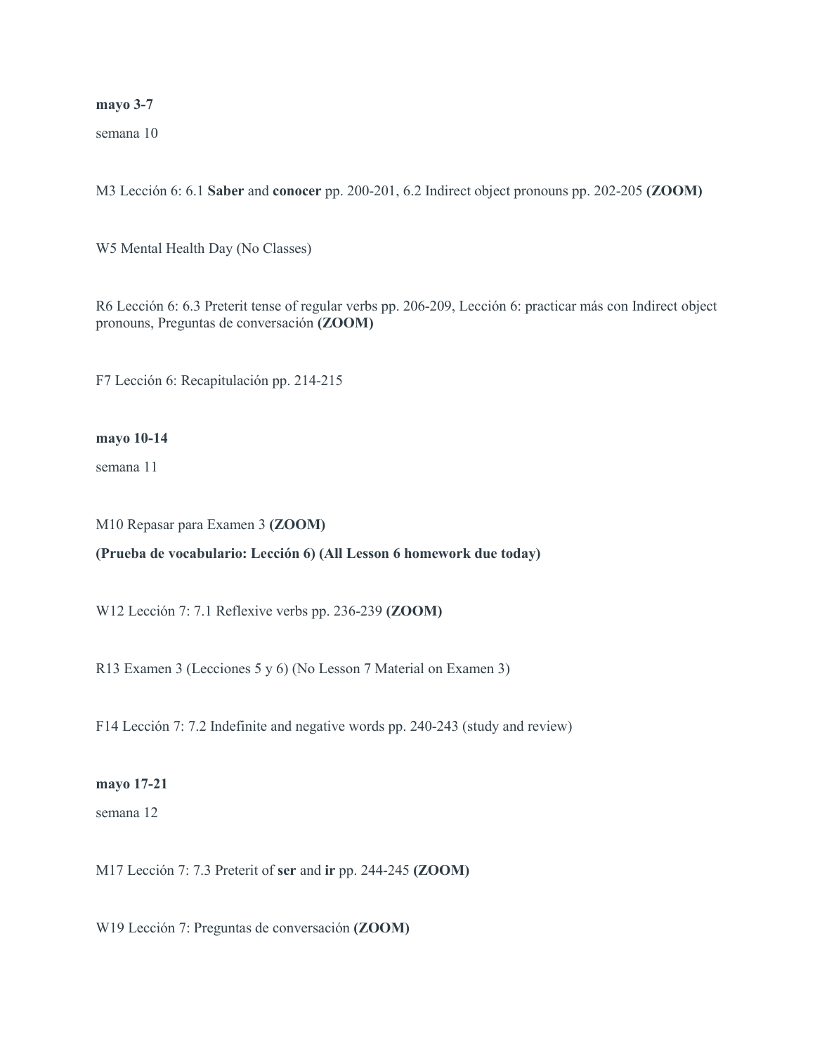**mayo 3-7**

semana 10

M3 Lección 6: 6.1 **Saber** and **conocer** pp. 200-201, 6.2 Indirect object pronouns pp. 202-205 **(ZOOM)**

W5 Mental Health Day (No Classes)

R6 Lección 6: 6.3 Preterit tense of regular verbs pp. 206-209, Lección 6: practicar más con Indirect object pronouns, Preguntas de conversación **(ZOOM)**

F7 Lección 6: Recapitulación pp. 214-215

**mayo 10-14**

semana 11

M10 Repasar para Examen 3 **(ZOOM)**

**(Prueba de vocabulario: Lección 6) (All Lesson 6 homework due today)**

W12 Lección 7: 7.1 Reflexive verbs pp. 236-239 **(ZOOM)**

R13 Examen 3 (Lecciones 5 y 6) (No Lesson 7 Material on Examen 3)

F14 Lección 7: 7.2 Indefinite and negative words pp. 240-243 (study and review)

**mayo 17-21**

semana 12

M17 Lección 7: 7.3 Preterit of **ser** and **ir** pp. 244-245 **(ZOOM)**

W19 Lección 7: Preguntas de conversación **(ZOOM)**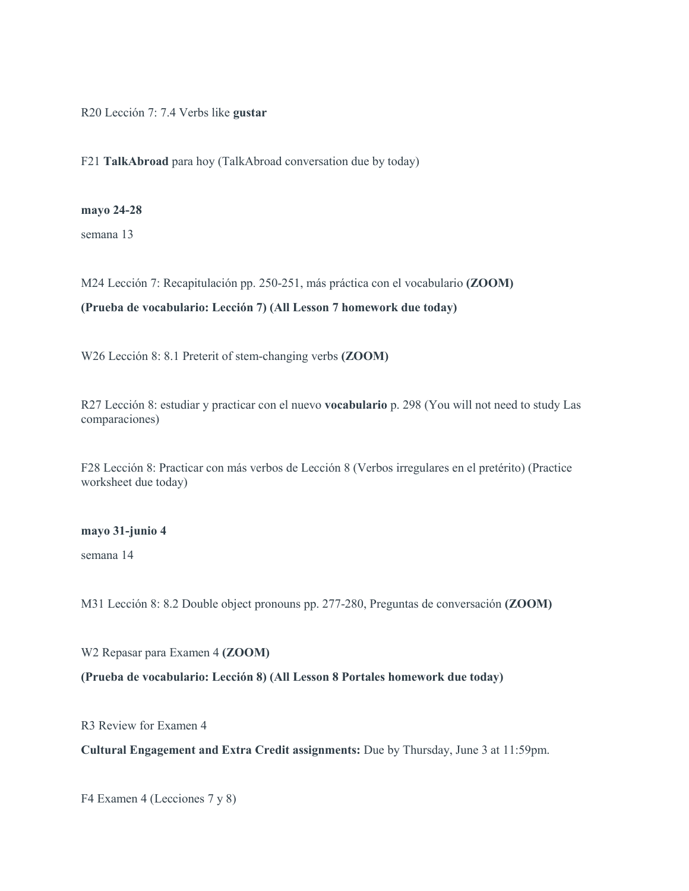R20 Lección 7: 7.4 Verbs like **gustar**

F21 **TalkAbroad** para hoy (TalkAbroad conversation due by today)

**mayo 24-28**

semana 13

M24 Lección 7: Recapitulación pp. 250-251, más práctica con el vocabulario **(ZOOM)**

**(Prueba de vocabulario: Lección 7) (All Lesson 7 homework due today)**

W26 Lección 8: 8.1 Preterit of stem-changing verbs **(ZOOM)**

R27 Lección 8: estudiar y practicar con el nuevo **vocabulario** p. 298 (You will not need to study Las comparaciones)

F28 Lección 8: Practicar con más verbos de Lección 8 (Verbos irregulares en el pretérito) (Practice worksheet due today)

**mayo 31-junio 4**

semana 14

M31 Lección 8: 8.2 Double object pronouns pp. 277-280, Preguntas de conversación **(ZOOM)**

W2 Repasar para Examen 4 **(ZOOM)**

**(Prueba de vocabulario: Lección 8) (All Lesson 8 Portales homework due today)**

R3 Review for Examen 4

**Cultural Engagement and Extra Credit assignments:** Due by Thursday, June 3 at 11:59pm.

F4 Examen 4 (Lecciones 7 y 8)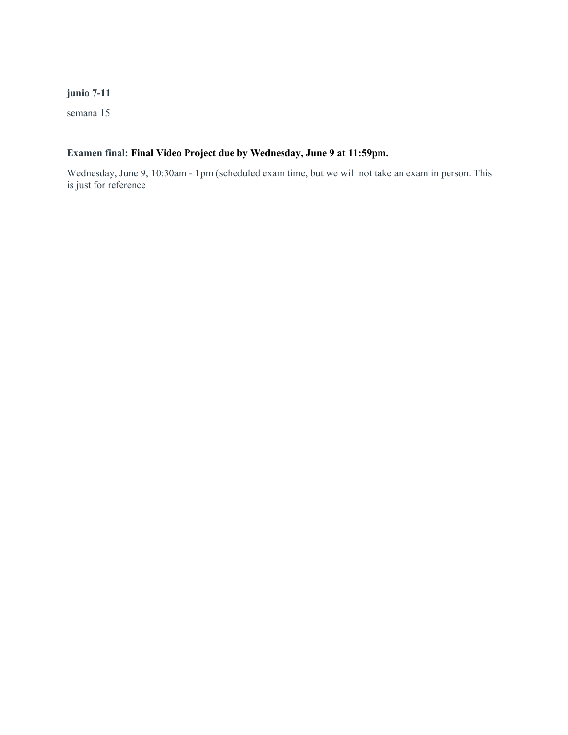**junio 7-11**

semana 15

**Examen final: Final Video Project due by Wednesday, June 9 at 11:59pm.**

Wednesday, June 9, 10:30am - 1pm (scheduled exam time, but we will not take an exam in person. This is just for reference